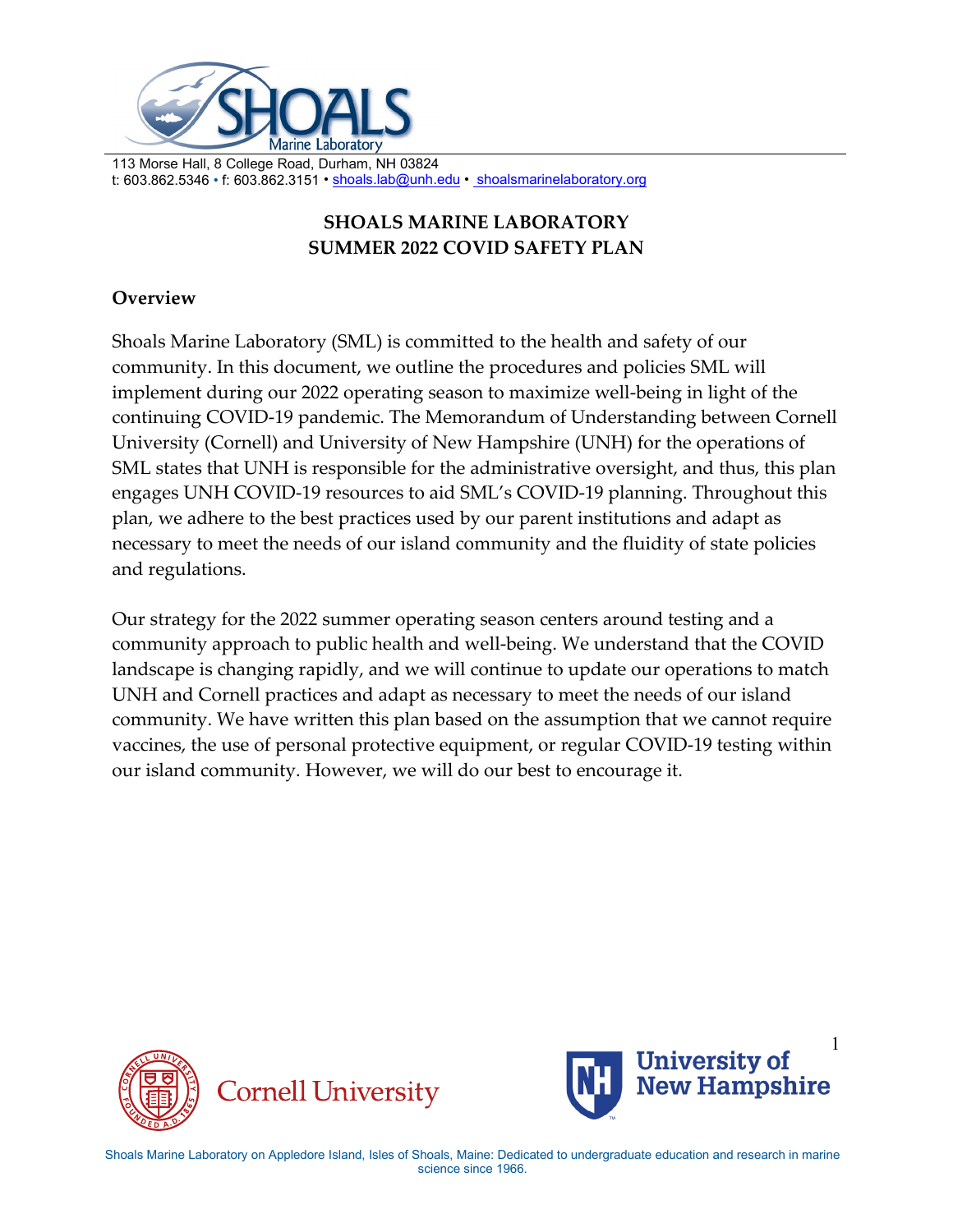113 Morse Hall, 8 College Road, Durham, NH 03824
t: 603.862.5346 • f: 603.862.3151 • shoals.lab@unh.edu • shoalsmarinelaboratory.org

# SHOALS MARINE LABORATORY
# SUMMER 2022 COVID SAFETY PLAN

## Overview

Shoals Marine Laboratory (SML) is committed to the health and safety of our community. In this document, we outline the procedures and policies SML will implement during our 2022 operating season to maximize well-being in light of the continuing COVID-19 pandemic. The Memorandum of Understanding between Cornell University (Cornell) and University of New Hampshire (UNH) for the operations of SML states that UNH is responsible for the administrative oversight, and thus, this plan engages UNH COVID-19 resources to aid SML's COVID-19 planning. Throughout this plan, we adhere to the best practices used by our parent institutions and adapt as necessary to meet the needs of our island community and the fluidity of state policies and regulations.

Our strategy for the 2022 summer operating season centers around testing and a community approach to public health and well-being. We understand that the COVID landscape is changing rapidly, and we will continue to update our operations to match UNH and Cornell practices and adapt as necessary to meet the needs of our island community. We have written this plan based on the assumption that we cannot require vaccines, the use of personal protective equipment, or regular COVID-19 testing within our island community. However, we will do our best to encourage it.

Shoals Marine Laboratory on Appledore Island, Isles of Shoals, Maine: Dedicated to undergraduate education and research in marine science since 1966.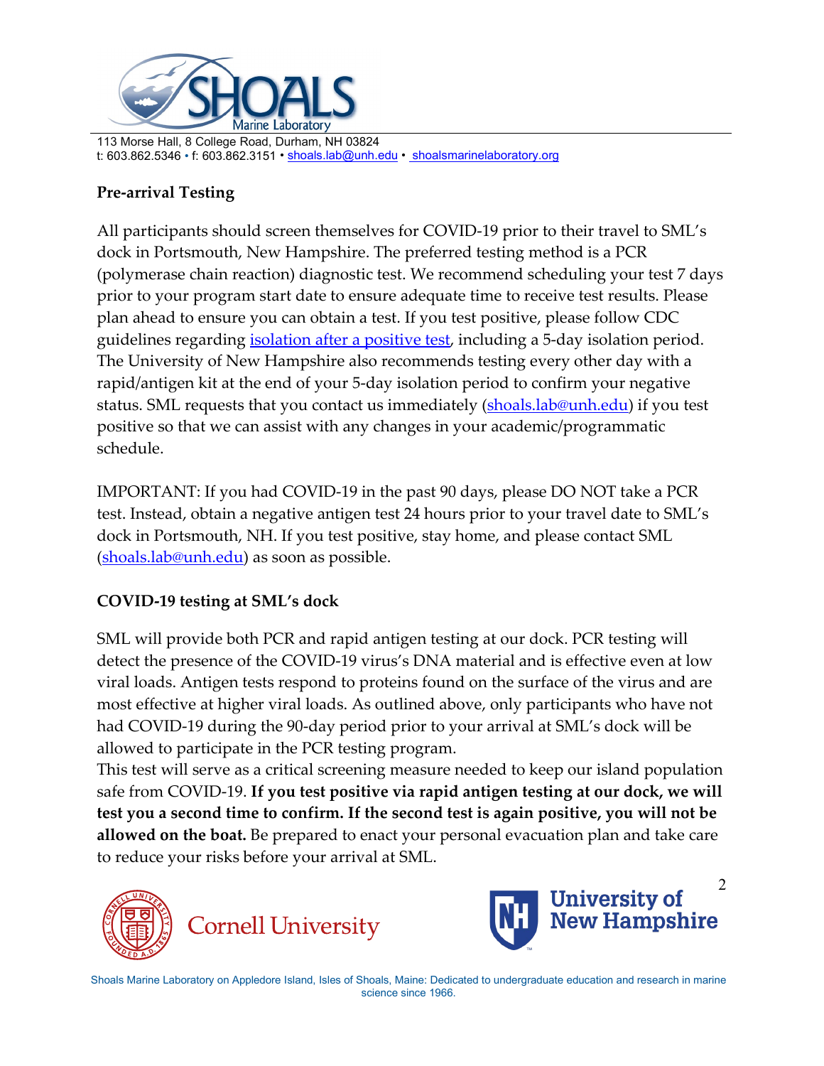## Pre-arrival Testing

All participants should screen themselves for COVID-19 prior to their travel to SML's dock in Portsmouth, New Hampshire. The preferred testing method is a PCR (polymerase chain reaction) diagnostic test. We recommend scheduling your test 7 days prior to your program start date to ensure adequate time to receive test results. Please plan ahead to ensure you can obtain a test. If you test positive, please follow CDC guidelines regarding isolation after a positive test, including a 5-day isolation period. The University of New Hampshire also recommends testing every other day with a rapid/antigen kit at the end of your 5-day isolation period to confirm your negative status. SML requests that you contact us immediately (shoals.lab@unh.edu) if you test positive so that we can assist with any changes in your academic/programmatic schedule.

IMPORTANT: If you had COVID-19 in the past 90 days, please DO NOT take a PCR test. Instead, obtain a negative antigen test 24 hours prior to your travel date to SML's dock in Portsmouth, NH. If you test positive, stay home, and please contact SML (shoals.lab@unh.edu) as soon as possible.

## COVID-19 testing at SML's dock

SML will provide both PCR and rapid antigen testing at our dock. PCR testing will detect the presence of the COVID-19 virus's DNA material and is effective even at low viral loads. Antigen tests respond to proteins found on the surface of the virus and are most effective at higher viral loads. As outlined above, only participants who have not had COVID-19 during the 90-day period prior to your arrival at SML's dock will be allowed to participate in the PCR testing program.

This test will serve as a critical screening measure needed to keep our island population safe from COVID-19. **If you test positive via rapid antigen testing at our dock, we will test you a second time to confirm. If the second test is again positive, you will not be allowed on the boat.** Be prepared to enact your personal evacuation plan and take care to reduce your risks before your arrival at SML.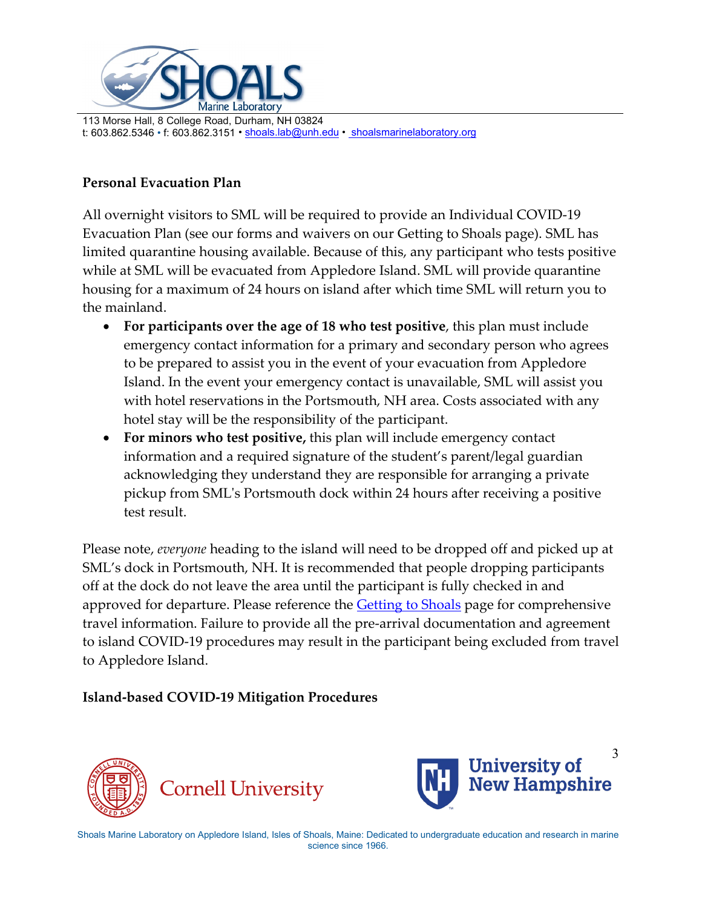## Personal Evacuation Plan

All overnight visitors to SML will be required to provide an Individual COVID-19 Evacuation Plan (see our forms and waivers on our Getting to Shoals page). SML has limited quarantine housing available. Because of this, any participant who tests positive while at SML will be evacuated from Appledore Island. SML will provide quarantine housing for a maximum of 24 hours on island after which time SML will return you to the mainland.

- **For participants over the age of 18 who test positive**, this plan must include emergency contact information for a primary and secondary person who agrees to be prepared to assist you in the event of your evacuation from Appledore Island. In the event your emergency contact is unavailable, SML will assist you with hotel reservations in the Portsmouth, NH area. Costs associated with any hotel stay will be the responsibility of the participant.
- **For minors who test positive,** this plan will include emergency contact information and a required signature of the student's parent/legal guardian acknowledging they understand they are responsible for arranging a private pickup from SML's Portsmouth dock within 24 hours after receiving a positive test result.

Please note, *everyone* heading to the island will need to be dropped off and picked up at SML's dock in Portsmouth, NH. It is recommended that people dropping participants off at the dock do not leave the area until the participant is fully checked in and approved for departure. Please reference the [Getting to Shoals](Getting to Shoals) page for comprehensive travel information. Failure to provide all the pre-arrival documentation and agreement to island COVID-19 procedures may result in the participant being excluded from travel to Appledore Island.

## Island-based COVID-19 Mitigation Procedures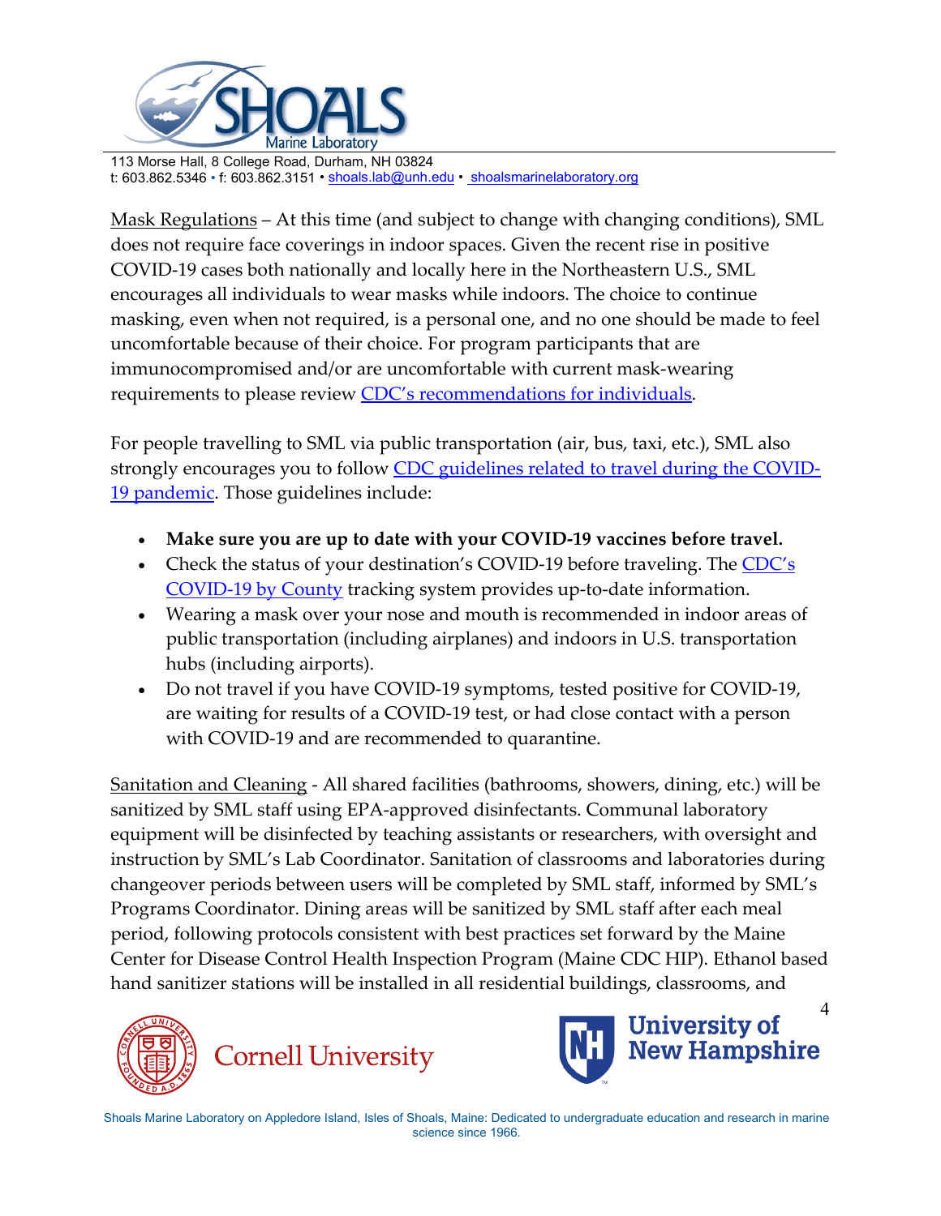Mask Regulations – At this time (and subject to change with changing conditions), SML does not require face coverings in indoor spaces. Given the recent rise in positive COVID-19 cases both nationally and locally here in the Northeastern U.S., SML encourages all individuals to wear masks while indoors. The choice to continue masking, even when not required, is a personal one, and no one should be made to feel uncomfortable because of their choice. For program participants that are immunocompromised and/or are uncomfortable with current mask-wearing requirements to please review CDC's recommendations for individuals.

For people travelling to SML via public transportation (air, bus, taxi, etc.), SML also strongly encourages you to follow CDC guidelines related to travel during the COVID-19 pandemic. Those guidelines include:

- **Make sure you are up to date with your COVID-19 vaccines before travel.**
- Check the status of your destination's COVID-19 before traveling. The CDC's COVID-19 by County tracking system provides up-to-date information.
- Wearing a mask over your nose and mouth is recommended in indoor areas of public transportation (including airplanes) and indoors in U.S. transportation hubs (including airports).
- Do not travel if you have COVID-19 symptoms, tested positive for COVID-19, are waiting for results of a COVID-19 test, or had close contact with a person with COVID-19 and are recommended to quarantine.

Sanitation and Cleaning - All shared facilities (bathrooms, showers, dining, etc.) will be sanitized by SML staff using EPA-approved disinfectants. Communal laboratory equipment will be disinfected by teaching assistants or researchers, with oversight and instruction by SML's Lab Coordinator. Sanitation of classrooms and laboratories during changeover periods between users will be completed by SML staff, informed by SML's Programs Coordinator. Dining areas will be sanitized by SML staff after each meal period, following protocols consistent with best practices set forward by the Maine Center for Disease Control Health Inspection Program (Maine CDC HIP). Ethanol based hand sanitizer stations will be installed in all residential buildings, classrooms, and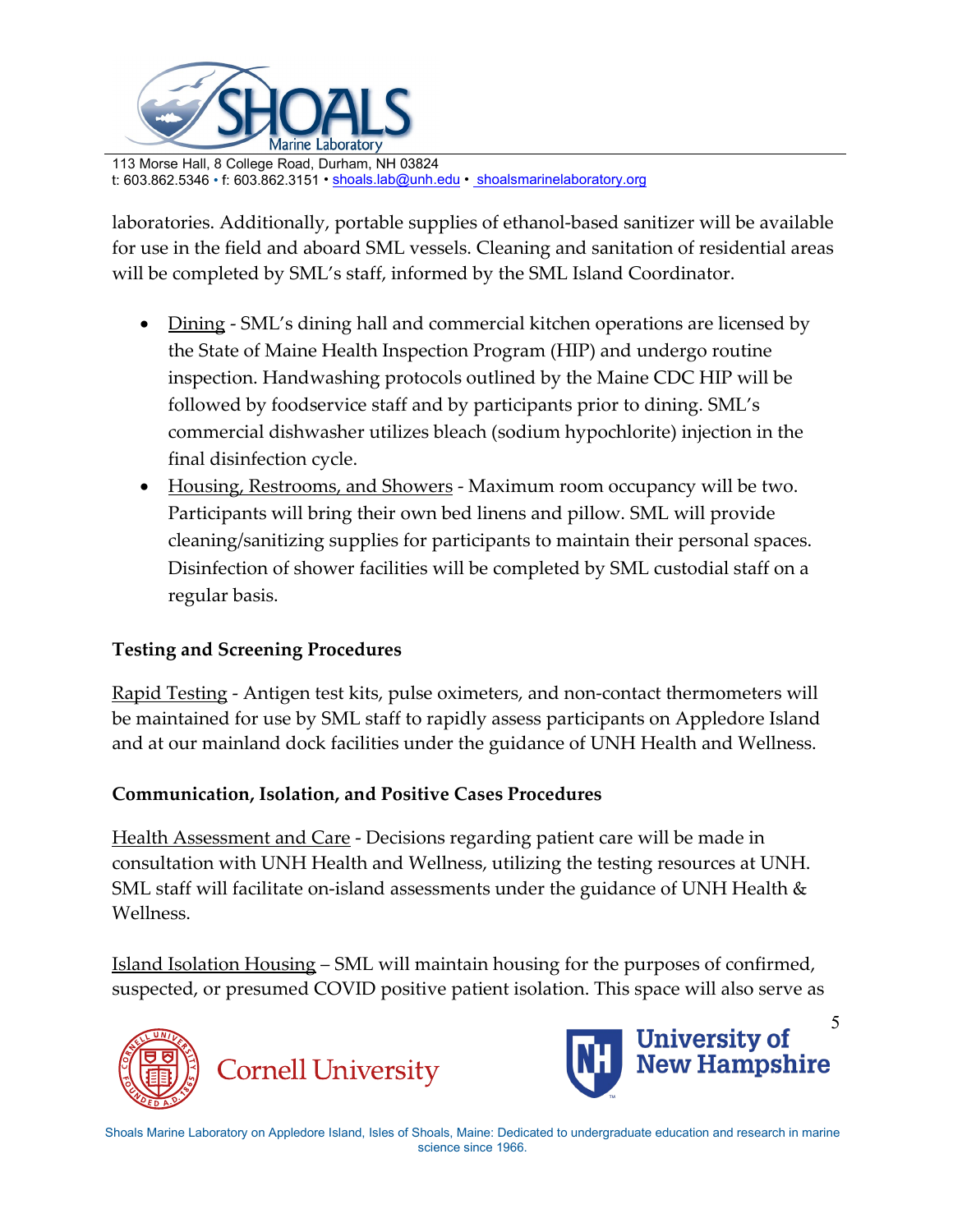laboratories. Additionally, portable supplies of ethanol-based sanitizer will be available for use in the field and aboard SML vessels. Cleaning and sanitation of residential areas will be completed by SML's staff, informed by the SML Island Coordinator.

- Dining - SML's dining hall and commercial kitchen operations are licensed by the State of Maine Health Inspection Program (HIP) and undergo routine inspection. Handwashing protocols outlined by the Maine CDC HIP will be followed by foodservice staff and by participants prior to dining. SML's commercial dishwasher utilizes bleach (sodium hypochlorite) injection in the final disinfection cycle.
- Housing, Restrooms, and Showers - Maximum room occupancy will be two. Participants will bring their own bed linens and pillow. SML will provide cleaning/sanitizing supplies for participants to maintain their personal spaces. Disinfection of shower facilities will be completed by SML custodial staff on a regular basis.

**Testing and Screening Procedures**

Rapid Testing - Antigen test kits, pulse oximeters, and non-contact thermometers will be maintained for use by SML staff to rapidly assess participants on Appledore Island and at our mainland dock facilities under the guidance of UNH Health and Wellness.

**Communication, Isolation, and Positive Cases Procedures**

Health Assessment and Care - Decisions regarding patient care will be made in consultation with UNH Health and Wellness, utilizing the testing resources at UNH. SML staff will facilitate on-island assessments under the guidance of UNH Health & Wellness.

Island Isolation Housing – SML will maintain housing for the purposes of confirmed, suspected, or presumed COVID positive patient isolation. This space will also serve as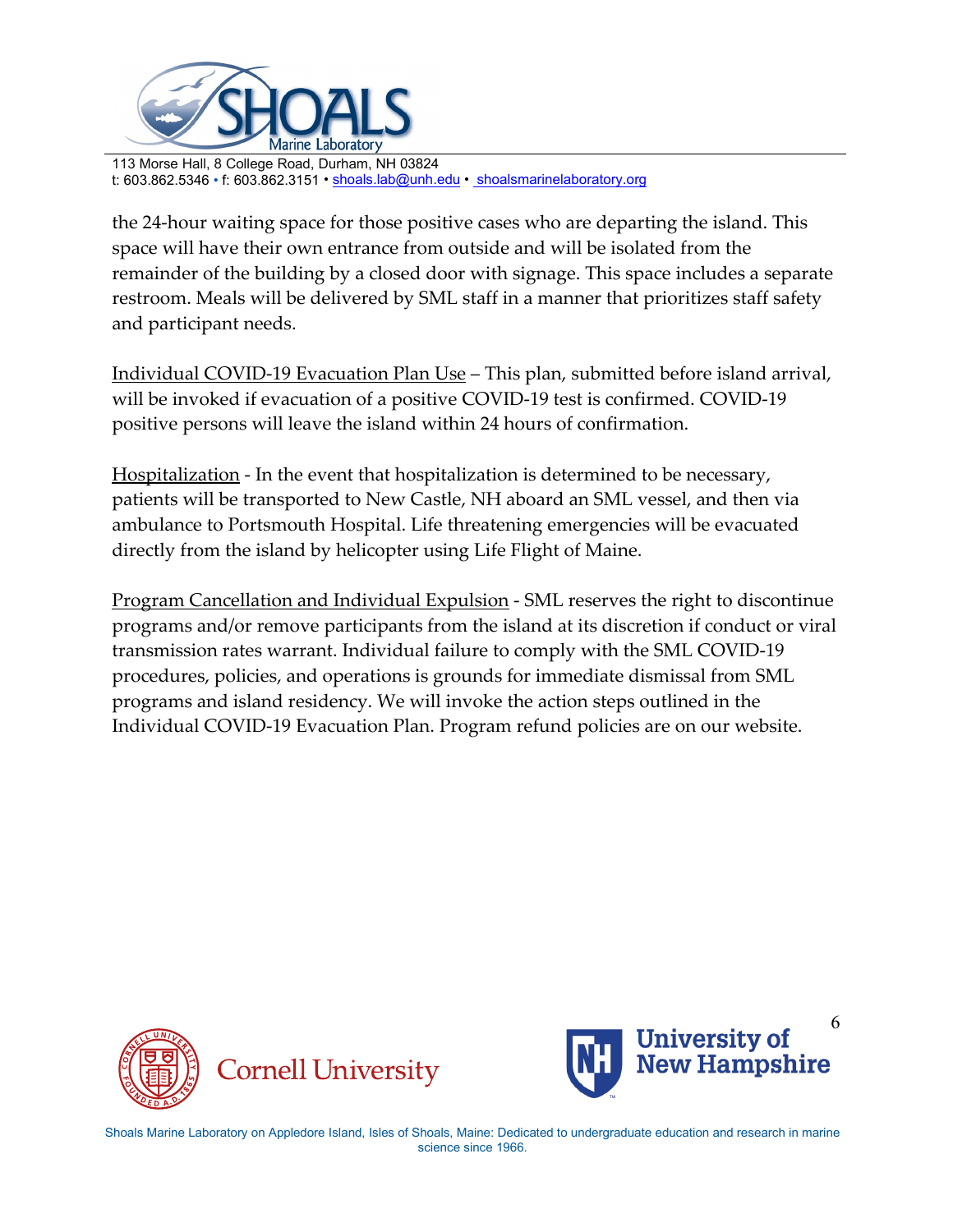the 24-hour waiting space for those positive cases who are departing the island. This space will have their own entrance from outside and will be isolated from the remainder of the building by a closed door with signage. This space includes a separate restroom. Meals will be delivered by SML staff in a manner that prioritizes staff safety and participant needs.

<u>Individual COVID-19 Evacuation Plan Use</u> – This plan, submitted before island arrival, will be invoked if evacuation of a positive COVID-19 test is confirmed. COVID-19 positive persons will leave the island within 24 hours of confirmation.

<u>Hospitalization</u> - In the event that hospitalization is determined to be necessary, patients will be transported to New Castle, NH aboard an SML vessel, and then via ambulance to Portsmouth Hospital. Life threatening emergencies will be evacuated directly from the island by helicopter using Life Flight of Maine.

<u>Program Cancellation and Individual Expulsion</u> - SML reserves the right to discontinue programs and/or remove participants from the island at its discretion if conduct or viral transmission rates warrant. Individual failure to comply with the SML COVID-19 procedures, policies, and operations is grounds for immediate dismissal from SML programs and island residency. We will invoke the action steps outlined in the Individual COVID-19 Evacuation Plan. Program refund policies are on our website.